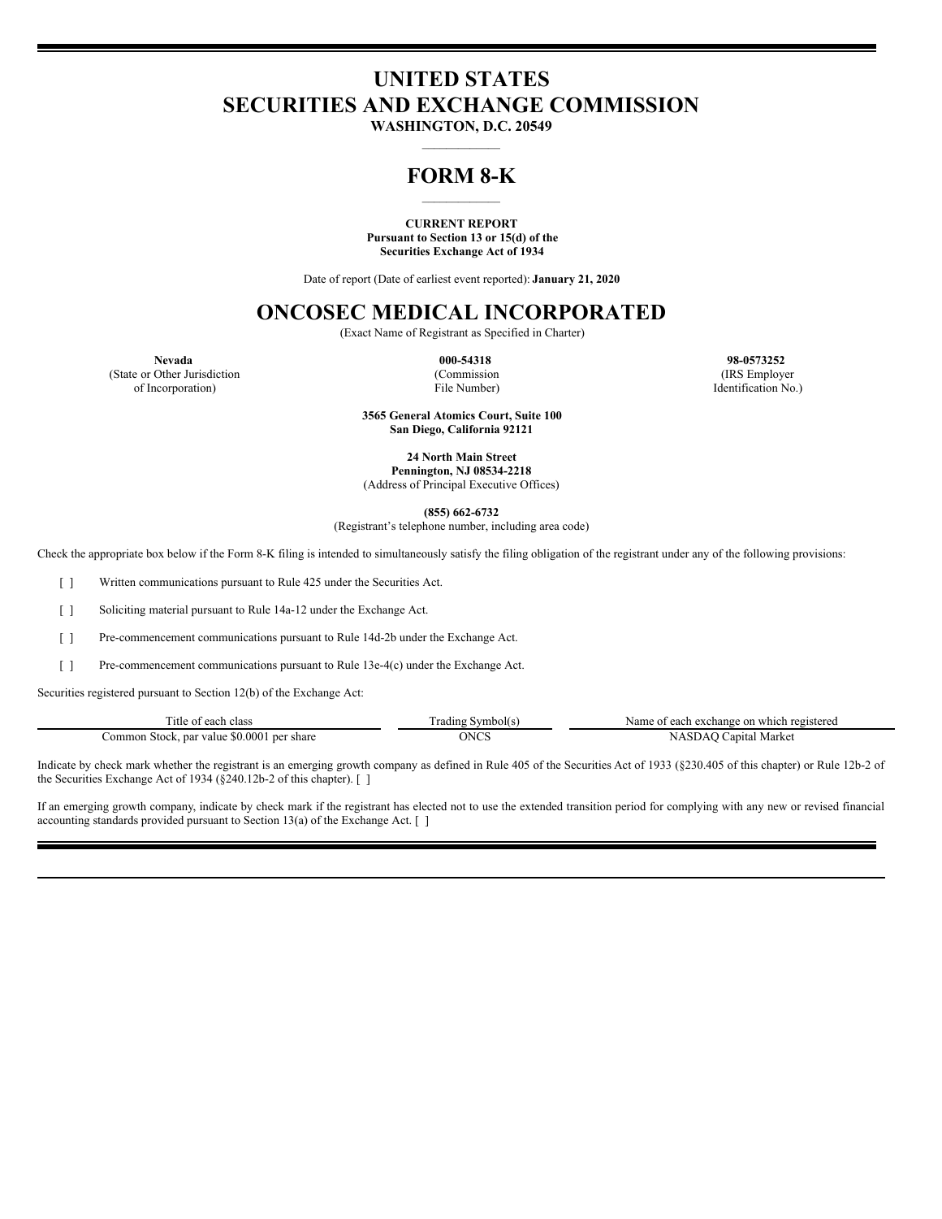# UNITED STATES
# SECURITIES AND EXCHANGE COMMISSION

**WASHINGTON, D.C. 20549**

# FORM 8-K

**CURRENT REPORT**
**Pursuant to Section 13 or 15(d) of the**
**Securities Exchange Act of 1934**

Date of report (Date of earliest event reported): **January 21, 2020**

# ONCOSEC MEDICAL INCORPORATED

(Exact Name of Registrant as Specified in Charter)

| **Nevada** | **000-54318** | **98-0573252** |
|---|---|---|
| (State or Other Jurisdiction of Incorporation) | (Commission File Number) | (IRS Employer Identification No.) |

**3565 General Atomics Court, Suite 100**
**San Diego, California 92121**

**24 North Main Street**
**Pennington, NJ 08534-2218**
(Address of Principal Executive Offices)

**(855) 662-6732**
(Registrant's telephone number, including area code)

Check the appropriate box below if the Form 8-K filing is intended to simultaneously satisfy the filing obligation of the registrant under any of the following provisions:

[ ] Written communications pursuant to Rule 425 under the Securities Act.

[ ] Soliciting material pursuant to Rule 14a-12 under the Exchange Act.

[ ] Pre-commencement communications pursuant to Rule 14d-2b under the Exchange Act.

[ ] Pre-commencement communications pursuant to Rule 13e-4(c) under the Exchange Act.

Securities registered pursuant to Section 12(b) of the Exchange Act:

| Title of each class | Trading Symbol(s) | Name of each exchange on which registered |
|---|---|---|
| Common Stock, par value $0.0001 per share | ONCS | NASDAQ Capital Market |

Indicate by check mark whether the registrant is an emerging growth company as defined in Rule 405 of the Securities Act of 1933 (§230.405 of this chapter) or Rule 12b-2 of the Securities Exchange Act of 1934 (§240.12b-2 of this chapter). [ ]

If an emerging growth company, indicate by check mark if the registrant has elected not to use the extended transition period for complying with any new or revised financial accounting standards provided pursuant to Section 13(a) of the Exchange Act. [ ]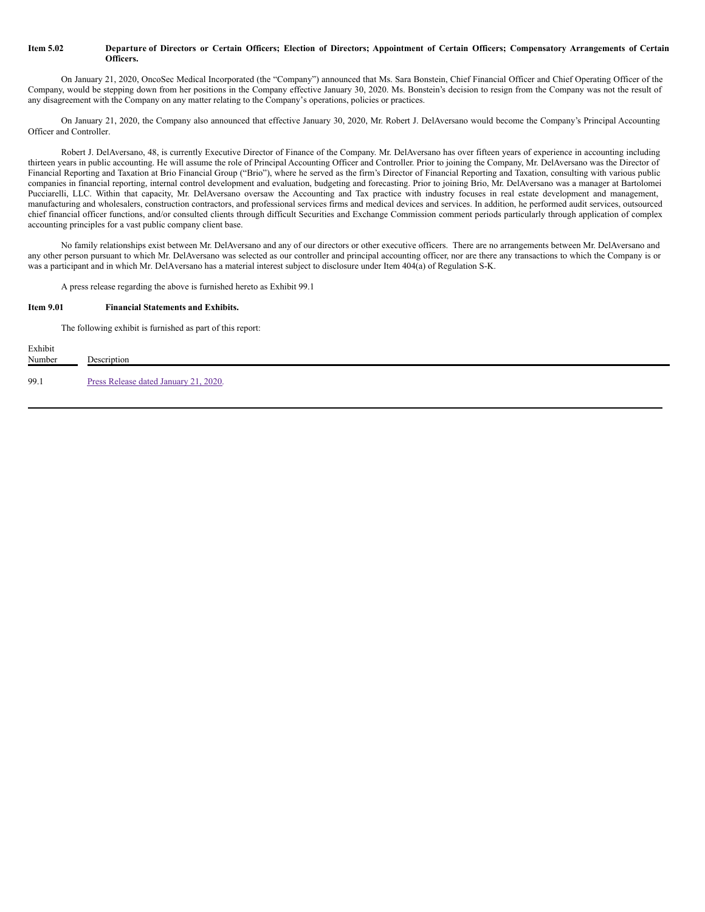**Item 5.02 Departure of Directors or Certain Officers; Election of Directors; Appointment of Certain Officers; Compensatory Arrangements of Certain Officers.**

On January 21, 2020, OncoSec Medical Incorporated (the "Company") announced that Ms. Sara Bonstein, Chief Financial Officer and Chief Operating Officer of the Company, would be stepping down from her positions in the Company effective January 30, 2020. Ms. Bonstein's decision to resign from the Company was not the result of any disagreement with the Company on any matter relating to the Company's operations, policies or practices.

On January 21, 2020, the Company also announced that effective January 30, 2020, Mr. Robert J. DelAversano would become the Company's Principal Accounting Officer and Controller.

Robert J. DelAversano, 48, is currently Executive Director of Finance of the Company. Mr. DelAversano has over fifteen years of experience in accounting including thirteen years in public accounting. He will assume the role of Principal Accounting Officer and Controller. Prior to joining the Company, Mr. DelAversano was the Director of Financial Reporting and Taxation at Brio Financial Group ("Brio"), where he served as the firm's Director of Financial Reporting and Taxation, consulting with various public companies in financial reporting, internal control development and evaluation, budgeting and forecasting. Prior to joining Brio, Mr. DelAversano was a manager at Bartolomei Pucciarelli, LLC. Within that capacity, Mr. DelAversano oversaw the Accounting and Tax practice with industry focuses in real estate development and management, manufacturing and wholesalers, construction contractors, and professional services firms and medical devices and services. In addition, he performed audit services, outsourced chief financial officer functions, and/or consulted clients through difficult Securities and Exchange Commission comment periods particularly through application of complex accounting principles for a vast public company client base.

No family relationships exist between Mr. DelAversano and any of our directors or other executive officers. There are no arrangements between Mr. DelAversano and any other person pursuant to which Mr. DelAversano was selected as our controller and principal accounting officer, nor are there any transactions to which the Company is or was a participant and in which Mr. DelAversano has a material interest subject to disclosure under Item 404(a) of Regulation S-K.

A press release regarding the above is furnished hereto as Exhibit 99.1

**Item 9.01 Financial Statements and Exhibits.**

The following exhibit is furnished as part of this report:

| Exhibit Number | Description |
|---|---|
| 99.1 | Press Release dated January 21, 2020. |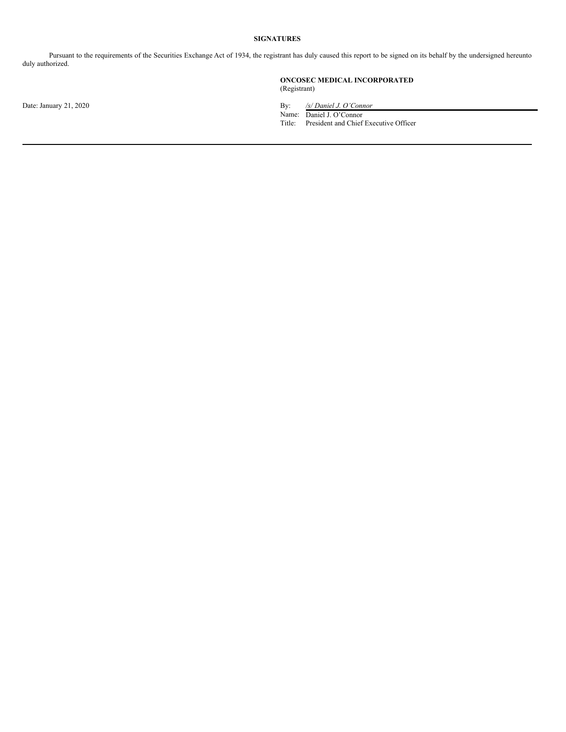**SIGNATURES**

Pursuant to the requirements of the Securities Exchange Act of 1934, the registrant has duly caused this report to be signed on its behalf by the undersigned hereunto duly authorized.

**ONCOSEC MEDICAL INCORPORATED**
(Registrant)

Date: January 21, 2020

By: */s/ Daniel J. O'Connor*
Name: Daniel J. O'Connor
Title: President and Chief Executive Officer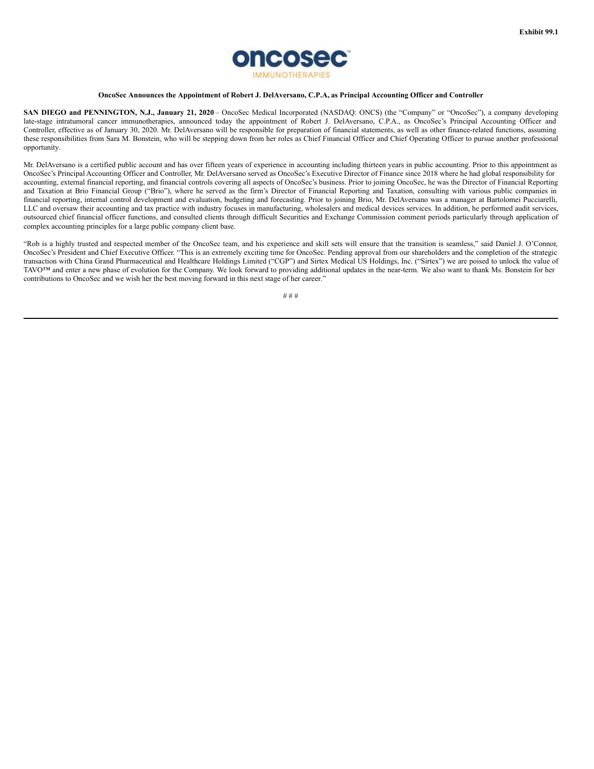**Exhibit 99.1**

**oncosec**
IMMUNOTHERAPIES

**OncoSec Announces the Appointment of Robert J. DelAversano, C.P.A, as Principal Accounting Officer and Controller**

**SAN DIEGO and PENNINGTON, N.J., January 21, 2020** – OncoSec Medical Incorporated (NASDAQ: ONCS) (the "Company" or "OncoSec"), a company developing late-stage intratumoral cancer immunotherapies, announced today the appointment of Robert J. DelAversano, C.P.A., as OncoSec's Principal Accounting Officer and Controller, effective as of January 30, 2020. Mr. DelAversano will be responsible for preparation of financial statements, as well as other finance-related functions, assuming these responsibilities from Sara M. Bonstein, who will be stepping down from her roles as Chief Financial Officer and Chief Operating Officer to pursue another professional opportunity.

Mr. DelAversano is a certified public account and has over fifteen years of experience in accounting including thirteen years in public accounting. Prior to this appointment as OncoSec's Principal Accounting Officer and Controller, Mr. DelAversano served as OncoSec's Executive Director of Finance since 2018 where he had global responsibility for accounting, external financial reporting, and financial controls covering all aspects of OncoSec's business. Prior to joining OncoSec, he was the Director of Financial Reporting and Taxation at Brio Financial Group ("Brio"), where he served as the firm's Director of Financial Reporting and Taxation, consulting with various public companies in financial reporting, internal control development and evaluation, budgeting and forecasting. Prior to joining Brio, Mr. DelAversano was a manager at Bartolomei Pucciarelli, LLC and oversaw their accounting and tax practice with industry focuses in manufacturing, wholesalers and medical devices services. In addition, he performed audit services, outsourced chief financial officer functions, and consulted clients through difficult Securities and Exchange Commission comment periods particularly through application of complex accounting principles for a large public company client base.

"Rob is a highly trusted and respected member of the OncoSec team, and his experience and skill sets will ensure that the transition is seamless," said Daniel J. O'Connor, OncoSec's President and Chief Executive Officer. "This is an extremely exciting time for OncoSec. Pending approval from our shareholders and the completion of the strategic transaction with China Grand Pharmaceutical and Healthcare Holdings Limited ("CGP") and Sirtex Medical US Holdings, Inc. ("Sirtex") we are poised to unlock the value of TAVO™ and enter a new phase of evolution for the Company. We look forward to providing additional updates in the near-term. We also want to thank Ms. Bonstein for her contributions to OncoSec and we wish her the best moving forward in this next stage of her career."

# # #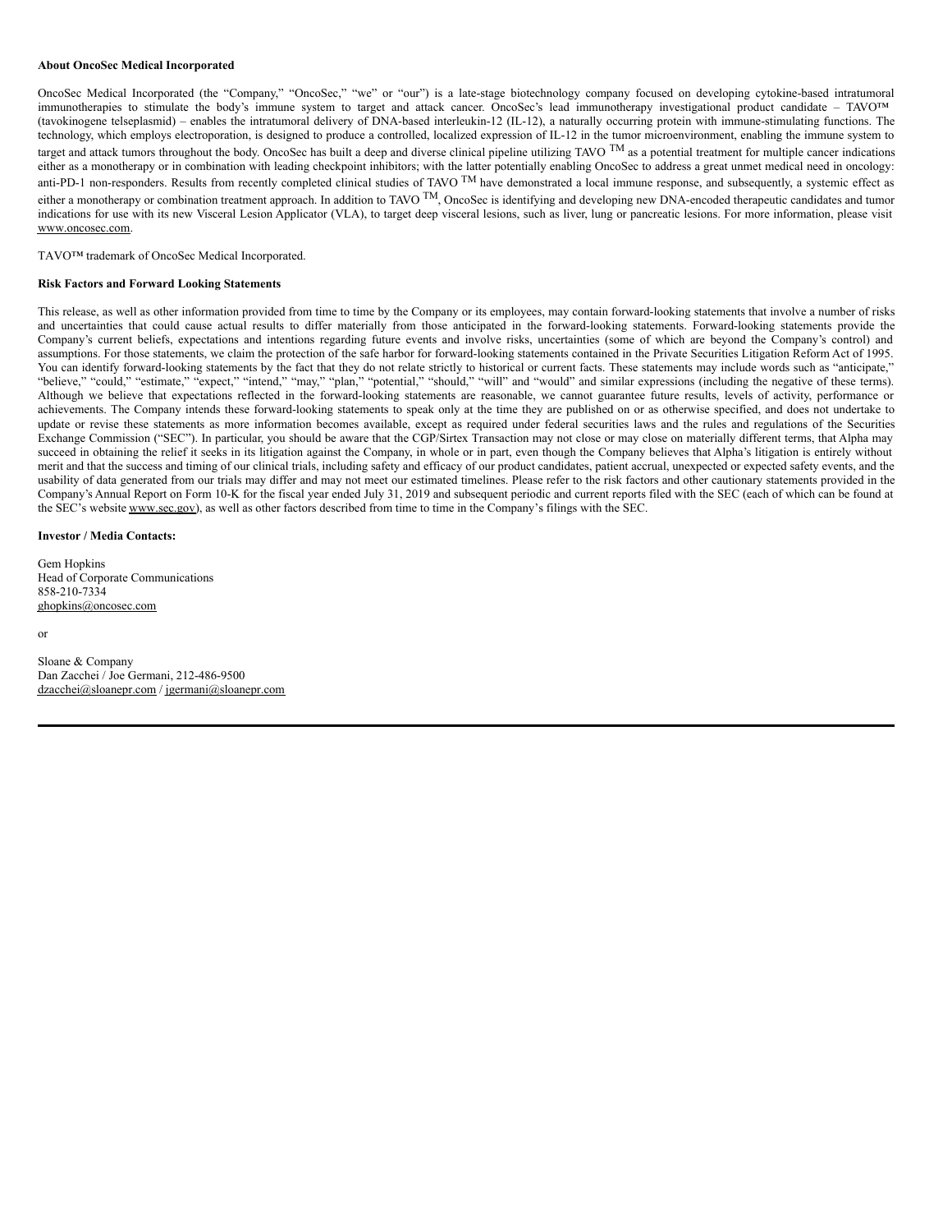**About OncoSec Medical Incorporated**

OncoSec Medical Incorporated (the "Company," "OncoSec," "we" or "our") is a late-stage biotechnology company focused on developing cytokine-based intratumoral immunotherapies to stimulate the body's immune system to target and attack cancer. OncoSec's lead immunotherapy investigational product candidate – TAVO™ (tavokinogene telseplasmid) – enables the intratumoral delivery of DNA-based interleukin-12 (IL-12), a naturally occurring protein with immune-stimulating functions. The technology, which employs electroporation, is designed to produce a controlled, localized expression of IL-12 in the tumor microenvironment, enabling the immune system to target and attack tumors throughout the body. OncoSec has built a deep and diverse clinical pipeline utilizing TAVO ™ as a potential treatment for multiple cancer indications either as a monotherapy or in combination with leading checkpoint inhibitors; with the latter potentially enabling OncoSec to address a great unmet medical need in oncology: anti-PD-1 non-responders. Results from recently completed clinical studies of TAVO ™ have demonstrated a local immune response, and subsequently, a systemic effect as either a monotherapy or combination treatment approach. In addition to TAVO ™, OncoSec is identifying and developing new DNA-encoded therapeutic candidates and tumor indications for use with its new Visceral Lesion Applicator (VLA), to target deep visceral lesions, such as liver, lung or pancreatic lesions. For more information, please visit www.oncosec.com.

TAVO™ trademark of OncoSec Medical Incorporated.

**Risk Factors and Forward Looking Statements**

This release, as well as other information provided from time to time by the Company or its employees, may contain forward-looking statements that involve a number of risks and uncertainties that could cause actual results to differ materially from those anticipated in the forward-looking statements. Forward-looking statements provide the Company's current beliefs, expectations and intentions regarding future events and involve risks, uncertainties (some of which are beyond the Company's control) and assumptions. For those statements, we claim the protection of the safe harbor for forward-looking statements contained in the Private Securities Litigation Reform Act of 1995. You can identify forward-looking statements by the fact that they do not relate strictly to historical or current facts. These statements may include words such as "anticipate," "believe," "could," "estimate," "expect," "intend," "may," "plan," "potential," "should," "will" and "would" and similar expressions (including the negative of these terms). Although we believe that expectations reflected in the forward-looking statements are reasonable, we cannot guarantee future results, levels of activity, performance or achievements. The Company intends these forward-looking statements to speak only at the time they are published on or as otherwise specified, and does not undertake to update or revise these statements as more information becomes available, except as required under federal securities laws and the rules and regulations of the Securities Exchange Commission ("SEC"). In particular, you should be aware that the CGP/Sirtex Transaction may not close or may close on materially different terms, that Alpha may succeed in obtaining the relief it seeks in its litigation against the Company, in whole or in part, even though the Company believes that Alpha's litigation is entirely without merit and that the success and timing of our clinical trials, including safety and efficacy of our product candidates, patient accrual, unexpected or expected safety events, and the usability of data generated from our trials may differ and may not meet our estimated timelines. Please refer to the risk factors and other cautionary statements provided in the Company's Annual Report on Form 10-K for the fiscal year ended July 31, 2019 and subsequent periodic and current reports filed with the SEC (each of which can be found at the SEC's website www.sec.gov), as well as other factors described from time to time in the Company's filings with the SEC.

**Investor / Media Contacts:**

Gem Hopkins
Head of Corporate Communications
858-210-7334
ghopkins@oncosec.com

or

Sloane & Company
Dan Zacchei / Joe Germani, 212-486-9500
dzacchei@sloanepr.com / jgermani@sloanepr.com